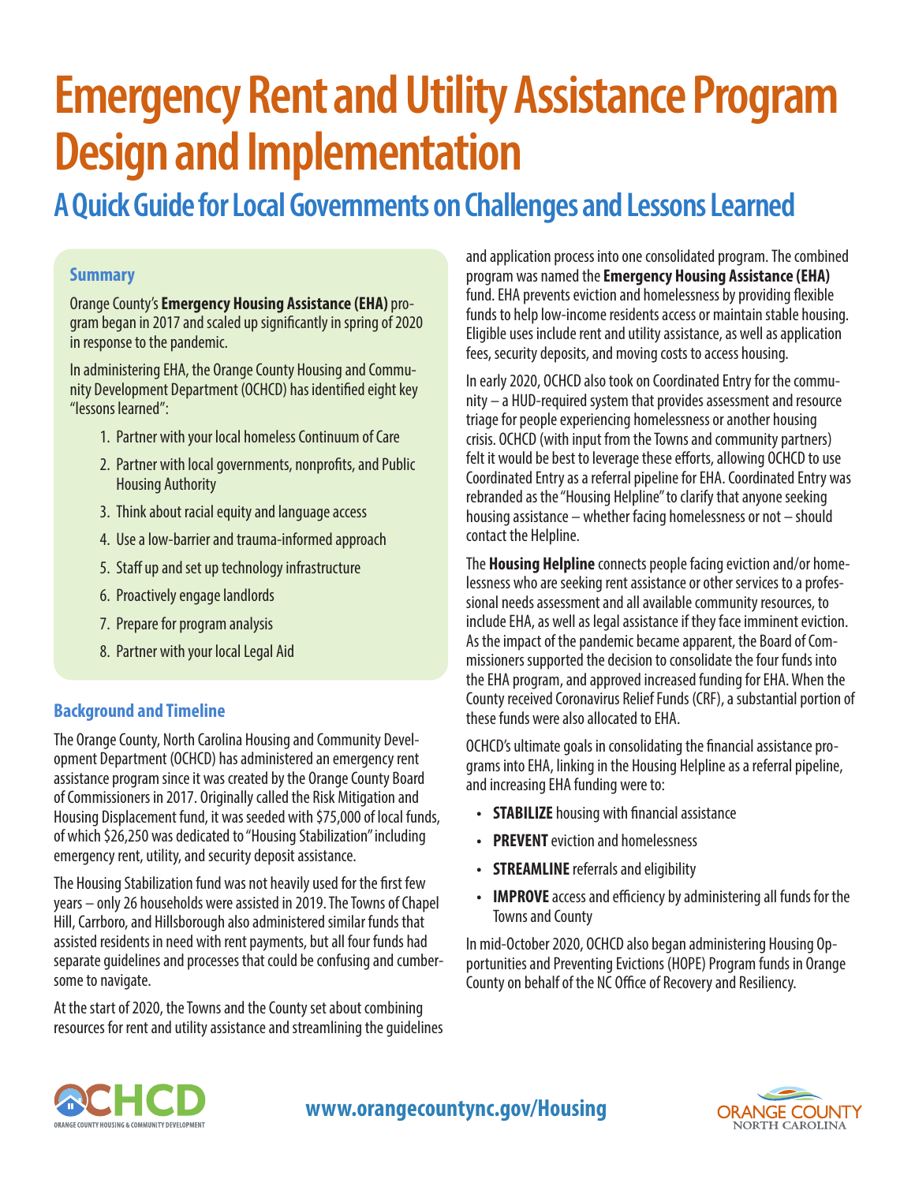# Emergency Rent and Utility Assistance Program Design and Implementation

## A Quick Guide for Local Governments on Challenges and Lessons Learned

### Summary

Orange County's **Emergency Housing Assistance (EHA)** program began in 2017 and scaled up significantly in spring of 2020 in response to the pandemic.

In administering EHA, the Orange County Housing and Community Development Department (OCHCD) has identified eight key "lessons learned":

1. Partner with your local homeless Continuum of Care
2. Partner with local governments, nonprofits, and Public Housing Authority
3. Think about racial equity and language access
4. Use a low-barrier and trauma-informed approach
5. Staff up and set up technology infrastructure
6. Proactively engage landlords
7. Prepare for program analysis
8. Partner with your local Legal Aid

### Background and Timeline

The Orange County, North Carolina Housing and Community Development Department (OCHCD) has administered an emergency rent assistance program since it was created by the Orange County Board of Commissioners in 2017. Originally called the Risk Mitigation and Housing Displacement fund, it was seeded with $75,000 of local funds, of which $26,250 was dedicated to "Housing Stabilization" including emergency rent, utility, and security deposit assistance.

The Housing Stabilization fund was not heavily used for the first few years – only 26 households were assisted in 2019. The Towns of Chapel Hill, Carrboro, and Hillsborough also administered similar funds that assisted residents in need with rent payments, but all four funds had separate guidelines and processes that could be confusing and cumbersome to navigate.

At the start of 2020, the Towns and the County set about combining resources for rent and utility assistance and streamlining the guidelines and application process into one consolidated program. The combined program was named the **Emergency Housing Assistance (EHA)** fund. EHA prevents eviction and homelessness by providing flexible funds to help low-income residents access or maintain stable housing. Eligible uses include rent and utility assistance, as well as application fees, security deposits, and moving costs to access housing.

In early 2020, OCHCD also took on Coordinated Entry for the community – a HUD-required system that provides assessment and resource triage for people experiencing homelessness or another housing crisis. OCHCD (with input from the Towns and community partners) felt it would be best to leverage these efforts, allowing OCHCD to use Coordinated Entry as a referral pipeline for EHA. Coordinated Entry was rebranded as the "Housing Helpline" to clarify that anyone seeking housing assistance – whether facing homelessness or not – should contact the Helpline.

The **Housing Helpline** connects people facing eviction and/or homelessness who are seeking rent assistance or other services to a professional needs assessment and all available community resources, to include EHA, as well as legal assistance if they face imminent eviction. As the impact of the pandemic became apparent, the Board of Commissioners supported the decision to consolidate the four funds into the EHA program, and approved increased funding for EHA. When the County received Coronavirus Relief Funds (CRF), a substantial portion of these funds were also allocated to EHA.

OCHCD's ultimate goals in consolidating the financial assistance programs into EHA, linking in the Housing Helpline as a referral pipeline, and increasing EHA funding were to:

- **STABILIZE** housing with financial assistance
- **PREVENT** eviction and homelessness
- **STREAMLINE** referrals and eligibility
- **IMPROVE** access and efficiency by administering all funds for the Towns and County

In mid-October 2020, OCHCD also began administering Housing Opportunities and Preventing Evictions (HOPE) Program funds in Orange County on behalf of the NC Office of Recovery and Resiliency.

www.orangecountync.gov/Housing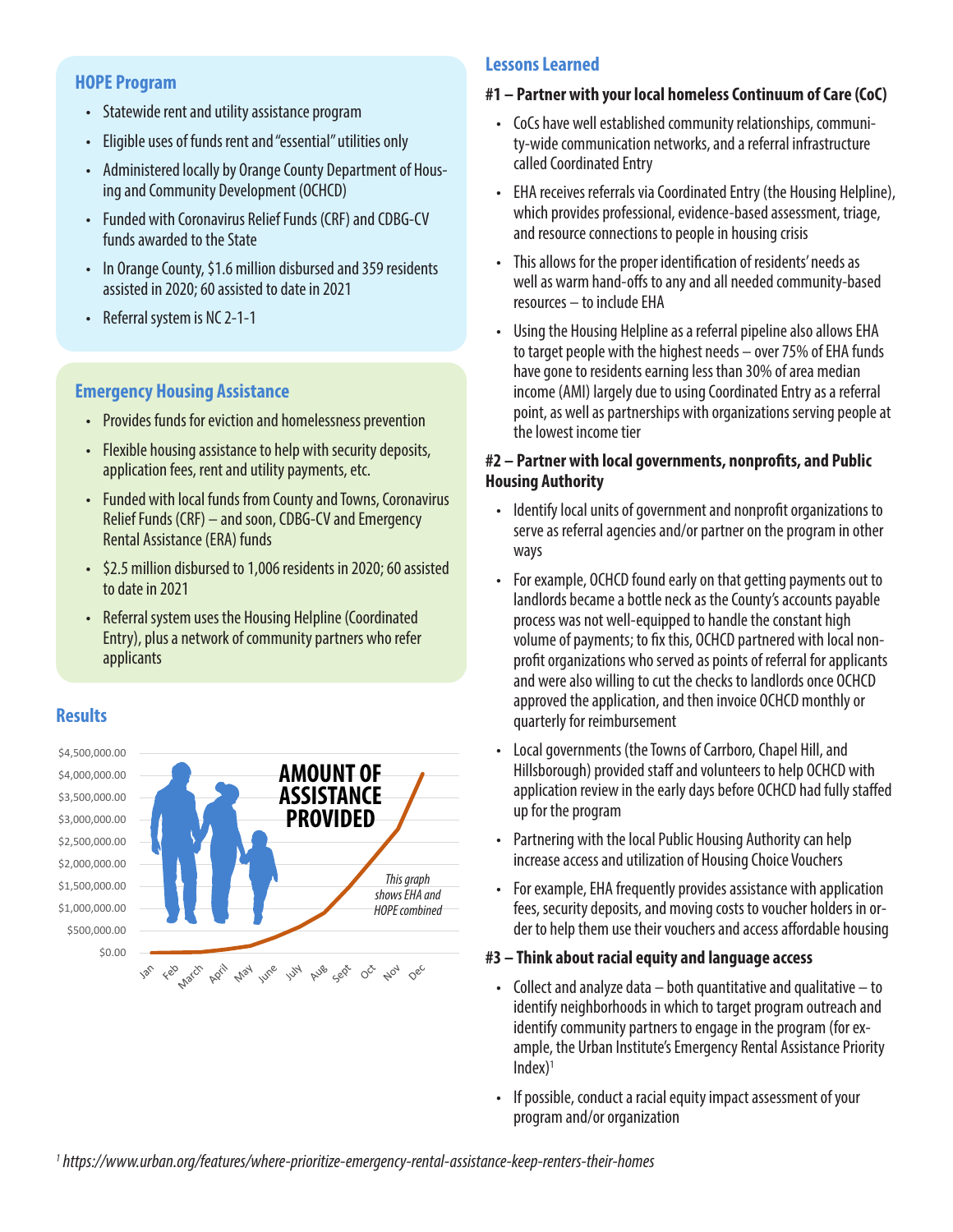## HOPE Program

- Statewide rent and utility assistance program
- Eligible uses of funds rent and "essential" utilities only
- Administered locally by Orange County Department of Housing and Community Development (OCHCD)
- Funded with Coronavirus Relief Funds (CRF) and CDBG-CV funds awarded to the State
- In Orange County, $1.6 million disbursed and 359 residents assisted in 2020; 60 assisted to date in 2021
- Referral system is NC 2-1-1

## Emergency Housing Assistance

- Provides funds for eviction and homelessness prevention
- Flexible housing assistance to help with security deposits, application fees, rent and utility payments, etc.
- Funded with local funds from County and Towns, Coronavirus Relief Funds (CRF) – and soon, CDBG-CV and Emergency Rental Assistance (ERA) funds
- $2.5 million disbursed to 1,006 residents in 2020; 60 assisted to date in 2021
- Referral system uses the Housing Helpline (Coordinated Entry), plus a network of community partners who refer applicants

## Results

**AMOUNT OF ASSISTANCE PROVIDED**

*This graph shows EHA and HOPE combined*

Y-axis: $0.00 to $4,500,000.00 (in $500,000.00 increments); X-axis: Jan, Feb, March, April, May, June, July, Aug, Sept, Oct, Nov, Dec

## Lessons Learned

### #1 – Partner with your local homeless Continuum of Care (CoC)

- CoCs have well established community relationships, community-wide communication networks, and a referral infrastructure called Coordinated Entry
- EHA receives referrals via Coordinated Entry (the Housing Helpline), which provides professional, evidence-based assessment, triage, and resource connections to people in housing crisis
- This allows for the proper identification of residents' needs as well as warm hand-offs to any and all needed community-based resources – to include EHA
- Using the Housing Helpline as a referral pipeline also allows EHA to target people with the highest needs – over 75% of EHA funds have gone to residents earning less than 30% of area median income (AMI) largely due to using Coordinated Entry as a referral point, as well as partnerships with organizations serving people at the lowest income tier

### #2 – Partner with local governments, nonprofits, and Public Housing Authority

- Identify local units of government and nonprofit organizations to serve as referral agencies and/or partner on the program in other ways
- For example, OCHCD found early on that getting payments out to landlords became a bottle neck as the County's accounts payable process was not well-equipped to handle the constant high volume of payments; to fix this, OCHCD partnered with local nonprofit organizations who served as points of referral for applicants and were also willing to cut the checks to landlords once OCHCD approved the application, and then invoice OCHCD monthly or quarterly for reimbursement
- Local governments (the Towns of Carrboro, Chapel Hill, and Hillsborough) provided staff and volunteers to help OCHCD with application review in the early days before OCHCD had fully staffed up for the program
- Partnering with the local Public Housing Authority can help increase access and utilization of Housing Choice Vouchers
- For example, EHA frequently provides assistance with application fees, security deposits, and moving costs to voucher holders in order to help them use their vouchers and access affordable housing

### #3 – Think about racial equity and language access

- Collect and analyze data – both quantitative and qualitative – to identify neighborhoods in which to target program outreach and identify community partners to engage in the program (for example, the Urban Institute's Emergency Rental Assistance Priority Index)[1]
- If possible, conduct a racial equity impact assessment of your program and/or organization

[1] *https://www.urban.org/features/where-prioritize-emergency-rental-assistance-keep-renters-their-homes*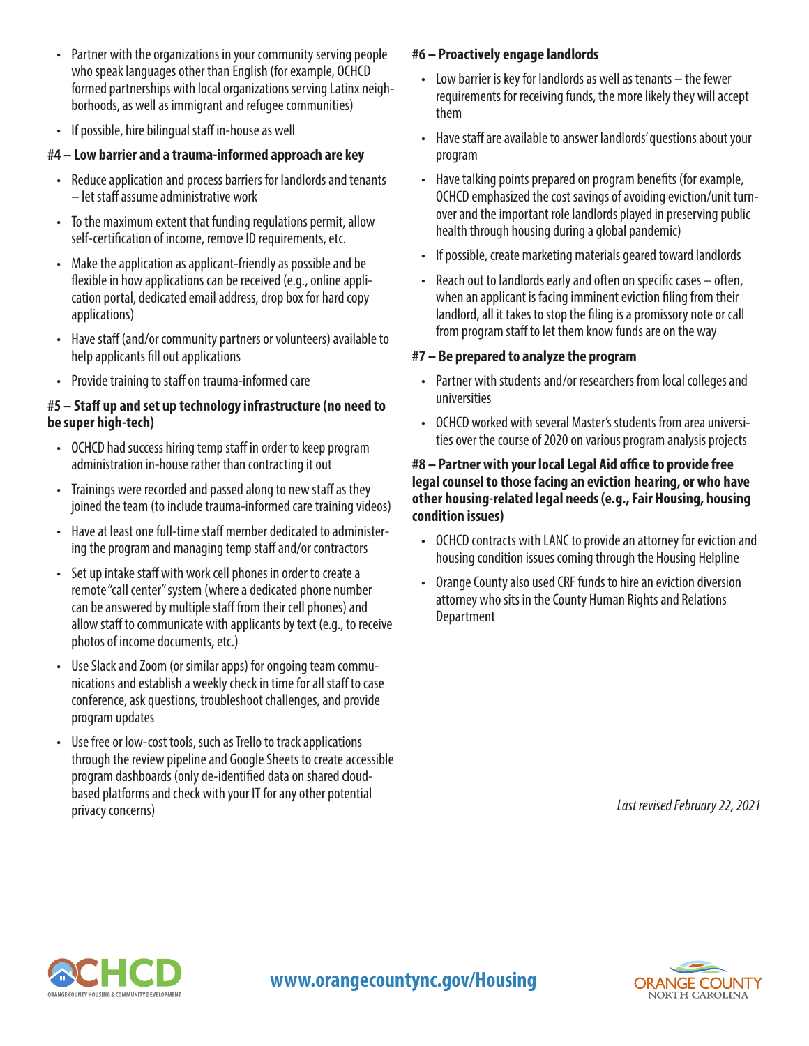- Partner with the organizations in your community serving people who speak languages other than English (for example, OCHCD formed partnerships with local organizations serving Latinx neighborhoods, as well as immigrant and refugee communities)
- If possible, hire bilingual staff in-house as well

**#4 – Low barrier and a trauma-informed approach are key**

- Reduce application and process barriers for landlords and tenants – let staff assume administrative work
- To the maximum extent that funding regulations permit, allow self-certification of income, remove ID requirements, etc.
- Make the application as applicant-friendly as possible and be flexible in how applications can be received (e.g., online application portal, dedicated email address, drop box for hard copy applications)
- Have staff (and/or community partners or volunteers) available to help applicants fill out applications
- Provide training to staff on trauma-informed care

**#5 – Staff up and set up technology infrastructure (no need to be super high-tech)**

- OCHCD had success hiring temp staff in order to keep program administration in-house rather than contracting it out
- Trainings were recorded and passed along to new staff as they joined the team (to include trauma-informed care training videos)
- Have at least one full-time staff member dedicated to administering the program and managing temp staff and/or contractors
- Set up intake staff with work cell phones in order to create a remote "call center" system (where a dedicated phone number can be answered by multiple staff from their cell phones) and allow staff to communicate with applicants by text (e.g., to receive photos of income documents, etc.)
- Use Slack and Zoom (or similar apps) for ongoing team communications and establish a weekly check in time for all staff to case conference, ask questions, troubleshoot challenges, and provide program updates
- Use free or low-cost tools, such as Trello to track applications through the review pipeline and Google Sheets to create accessible program dashboards (only de-identified data on shared cloud-based platforms and check with your IT for any other potential privacy concerns)

**#6 – Proactively engage landlords**

- Low barrier is key for landlords as well as tenants – the fewer requirements for receiving funds, the more likely they will accept them
- Have staff are available to answer landlords' questions about your program
- Have talking points prepared on program benefits (for example, OCHCD emphasized the cost savings of avoiding eviction/unit turnover and the important role landlords played in preserving public health through housing during a global pandemic)
- If possible, create marketing materials geared toward landlords
- Reach out to landlords early and often on specific cases – often, when an applicant is facing imminent eviction filing from their landlord, all it takes to stop the filing is a promissory note or call from program staff to let them know funds are on the way

**#7 – Be prepared to analyze the program**

- Partner with students and/or researchers from local colleges and universities
- OCHCD worked with several Master's students from area universities over the course of 2020 on various program analysis projects

**#8 – Partner with your local Legal Aid office to provide free legal counsel to those facing an eviction hearing, or who have other housing-related legal needs (e.g., Fair Housing, housing condition issues)**

- OCHCD contracts with LANC to provide an attorney for eviction and housing condition issues coming through the Housing Helpline
- Orange County also used CRF funds to hire an eviction diversion attorney who sits in the County Human Rights and Relations Department

*Last revised February 22, 2021*

OCHCD ORANGE COUNTY HOUSING & COMMUNITY DEVELOPMENT

**www.orangecountync.gov/Housing**

ORANGE COUNTY NORTH CAROLINA